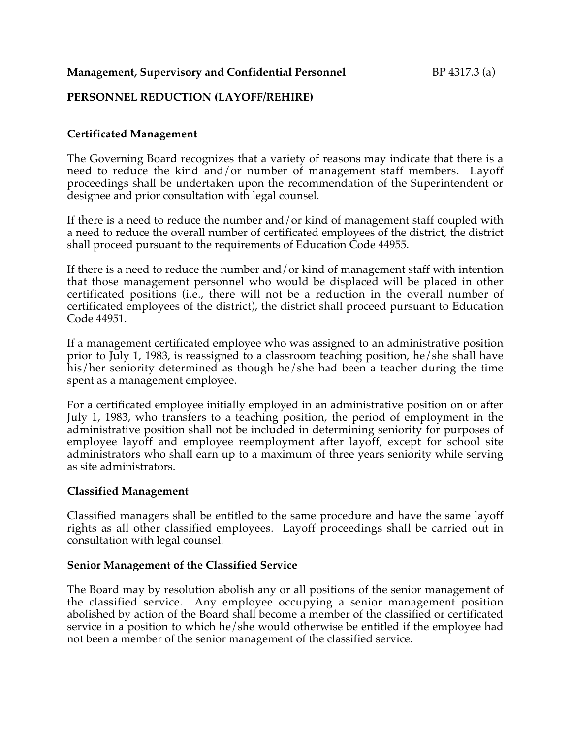**Management, Supervisory and Confidential Personnel** BP 4317.3 (a)

## PERSONNEL REDUCTION (LAYOFF/REHIRE)

### Certificated Management

The Governing Board recognizes that a variety of reasons may indicate that there is a need to reduce the kind and/or number of management staff members. Layoff proceedings shall be undertaken upon the recommendation of the Superintendent or designee and prior consultation with legal counsel.

If there is a need to reduce the number and/or kind of management staff coupled with a need to reduce the overall number of certificated employees of the district, the district shall proceed pursuant to the requirements of Education Code 44955.

If there is a need to reduce the number and/or kind of management staff with intention that those management personnel who would be displaced will be placed in other certificated positions (i.e., there will not be a reduction in the overall number of certificated employees of the district), the district shall proceed pursuant to Education Code 44951.

If a management certificated employee who was assigned to an administrative position prior to July 1, 1983, is reassigned to a classroom teaching position, he/she shall have his/her seniority determined as though he/she had been a teacher during the time spent as a management employee.

For a certificated employee initially employed in an administrative position on or after July 1, 1983, who transfers to a teaching position, the period of employment in the administrative position shall not be included in determining seniority for purposes of employee layoff and employee reemployment after layoff, except for school site administrators who shall earn up to a maximum of three years seniority while serving as site administrators.

### Classified Management

Classified managers shall be entitled to the same procedure and have the same layoff rights as all other classified employees. Layoff proceedings shall be carried out in consultation with legal counsel.

### Senior Management of the Classified Service

The Board may by resolution abolish any or all positions of the senior management of the classified service. Any employee occupying a senior management position abolished by action of the Board shall become a member of the classified or certificated service in a position to which he/she would otherwise be entitled if the employee had not been a member of the senior management of the classified service.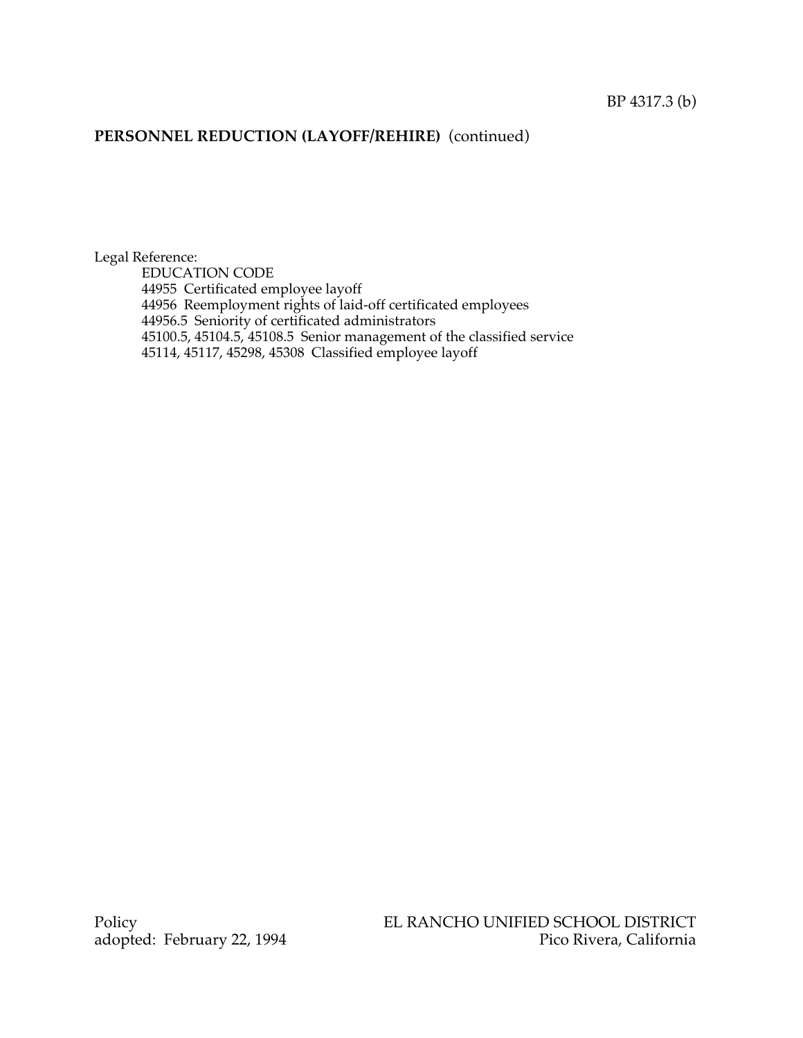## PERSONNEL REDUCTION (LAYOFF/REHIRE) (continued)

Legal Reference:

EDUCATION CODE

44955 Certificated employee layoff

44956 Reemployment rights of laid-off certificated employees

44956.5 Seniority of certificated administrators

45100.5, 45104.5, 45108.5 Senior management of the classified service

45114, 45117, 45298, 45308 Classified employee layoff

Policy
adopted: February 22, 1994

EL RANCHO UNIFIED SCHOOL DISTRICT
Pico Rivera, California